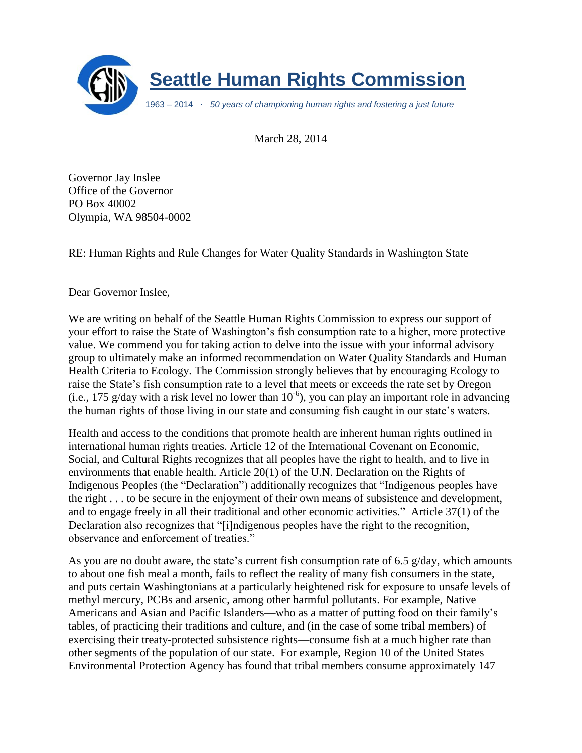# Seattle Human Rights Commission

1963 – 2014 · *50 years of championing human rights and fostering a just future*

March 28, 2014

Governor Jay Inslee
Office of the Governor
PO Box 40002
Olympia, WA 98504-0002

RE: Human Rights and Rule Changes for Water Quality Standards in Washington State

Dear Governor Inslee,

We are writing on behalf of the Seattle Human Rights Commission to express our support of your effort to raise the State of Washington's fish consumption rate to a higher, more protective value. We commend you for taking action to delve into the issue with your informal advisory group to ultimately make an informed recommendation on Water Quality Standards and Human Health Criteria to Ecology. The Commission strongly believes that by encouraging Ecology to raise the State's fish consumption rate to a level that meets or exceeds the rate set by Oregon (i.e., 175 g/day with a risk level no lower than $10^{-6}$), you can play an important role in advancing the human rights of those living in our state and consuming fish caught in our state's waters.

Health and access to the conditions that promote health are inherent human rights outlined in international human rights treaties. Article 12 of the International Covenant on Economic, Social, and Cultural Rights recognizes that all peoples have the right to health, and to live in environments that enable health. Article 20(1) of the U.N. Declaration on the Rights of Indigenous Peoples (the "Declaration") additionally recognizes that "Indigenous peoples have the right . . . to be secure in the enjoyment of their own means of subsistence and development, and to engage freely in all their traditional and other economic activities." Article 37(1) of the Declaration also recognizes that "[i]ndigenous peoples have the right to the recognition, observance and enforcement of treaties."

As you are no doubt aware, the state's current fish consumption rate of 6.5 g/day, which amounts to about one fish meal a month, fails to reflect the reality of many fish consumers in the state, and puts certain Washingtonians at a particularly heightened risk for exposure to unsafe levels of methyl mercury, PCBs and arsenic, among other harmful pollutants. For example, Native Americans and Asian and Pacific Islanders—who as a matter of putting food on their family's tables, of practicing their traditions and culture, and (in the case of some tribal members) of exercising their treaty-protected subsistence rights—consume fish at a much higher rate than other segments of the population of our state. For example, Region 10 of the United States Environmental Protection Agency has found that tribal members consume approximately 147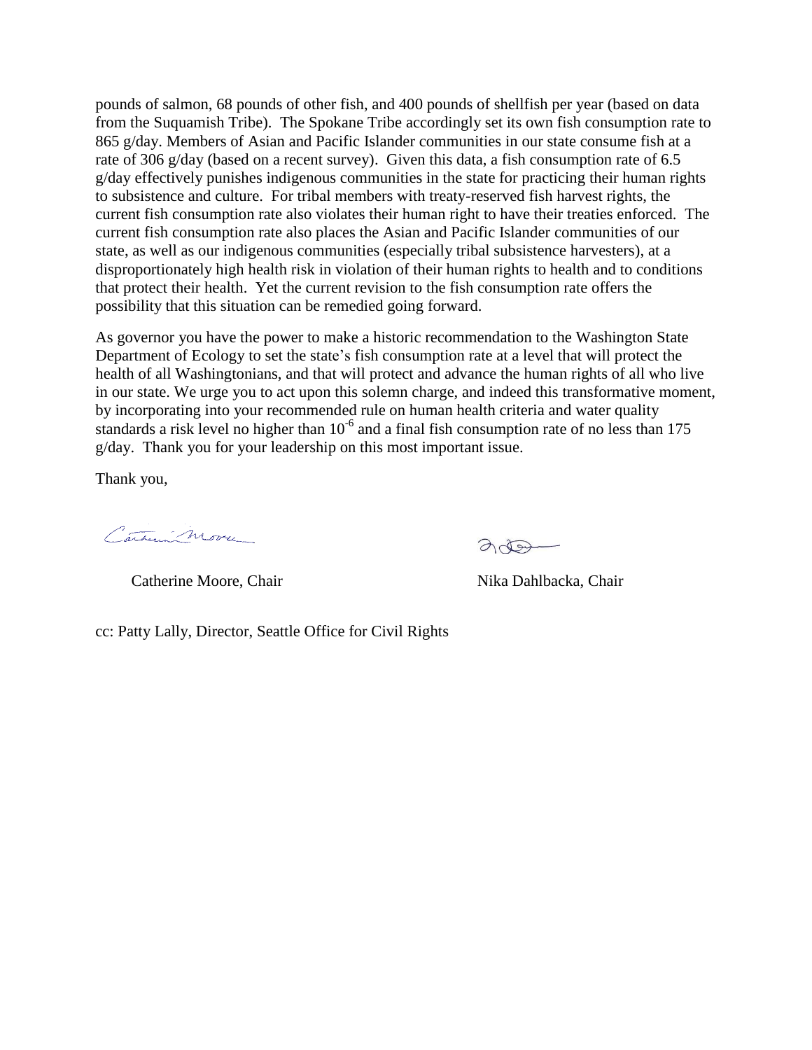pounds of salmon, 68 pounds of other fish, and 400 pounds of shellfish per year (based on data from the Suquamish Tribe). The Spokane Tribe accordingly set its own fish consumption rate to 865 g/day. Members of Asian and Pacific Islander communities in our state consume fish at a rate of 306 g/day (based on a recent survey). Given this data, a fish consumption rate of 6.5 g/day effectively punishes indigenous communities in the state for practicing their human rights to subsistence and culture. For tribal members with treaty-reserved fish harvest rights, the current fish consumption rate also violates their human right to have their treaties enforced. The current fish consumption rate also places the Asian and Pacific Islander communities of our state, as well as our indigenous communities (especially tribal subsistence harvesters), at a disproportionately high health risk in violation of their human rights to health and to conditions that protect their health. Yet the current revision to the fish consumption rate offers the possibility that this situation can be remedied going forward.

As governor you have the power to make a historic recommendation to the Washington State Department of Ecology to set the state's fish consumption rate at a level that will protect the health of all Washingtonians, and that will protect and advance the human rights of all who live in our state. We urge you to act upon this solemn charge, and indeed this transformative moment, by incorporating into your recommended rule on human health criteria and water quality standards a risk level no higher than $10^{-6}$ and a final fish consumption rate of no less than 175 g/day. Thank you for your leadership on this most important issue.

Thank you,

Catherine Moore, Chair

Nika Dahlbacka, Chair

cc: Patty Lally, Director, Seattle Office for Civil Rights